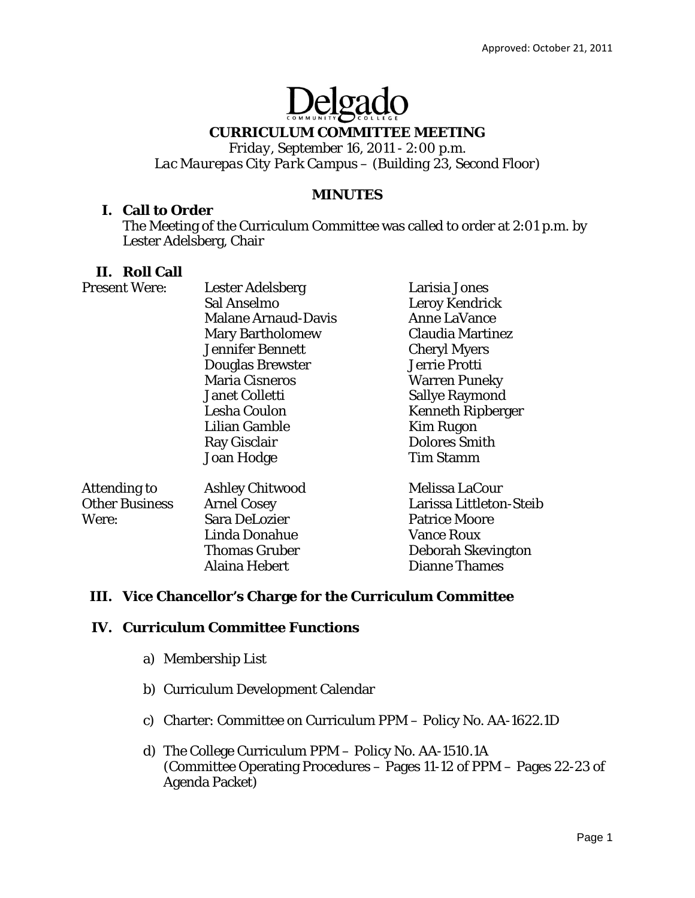Approved: October 21, 2011

Delgado Community College

# CURRICULUM COMMITTEE MEETING

*Friday, September 16, 2011 - 2:00 p.m.*
*Lac Maurepas City Park Campus – (Building 23, Second Floor)*

## MINUTES

### I. Call to Order

The Meeting of the Curriculum Committee was called to order at 2:01 p.m. by Lester Adelsberg, Chair

### II. Roll Call

| | | |
|---|---|---|
| Present Were: | Lester Adelsberg | Larisia Jones |
| | Sal Anselmo | Leroy Kendrick |
| | Malane Arnaud-Davis | Anne LaVance |
| | Mary Bartholomew | Claudia Martinez |
| | Jennifer Bennett | Cheryl Myers |
| | Douglas Brewster | Jerrie Protti |
| | Maria Cisneros | Warren Puneky |
| | Janet Colletti | Sallye Raymond |
| | Lesha Coulon | Kenneth Ripberger |
| | Lilian Gamble | Kim Rugon |
| | Ray Gisclair | Dolores Smith |
| | Joan Hodge | Tim Stamm |
| Attending to Other Business Were: | Ashley Chitwood | Melissa LaCour |
| | Arnel Cosey | Larissa Littleton-Steib |
| | Sara DeLozier | Patrice Moore |
| | Linda Donahue | Vance Roux |
| | Thomas Gruber | Deborah Skevington |
| | Alaina Hebert | Dianne Thames |

### III. Vice Chancellor's Charge for the Curriculum Committee

### IV. Curriculum Committee Functions

a) Membership List

b) Curriculum Development Calendar

c) Charter: Committee on Curriculum PPM – Policy No. AA-1622.1D

d) The College Curriculum PPM – Policy No. AA-1510.1A (Committee Operating Procedures – Pages 11-12 of PPM – Pages 22-23 of Agenda Packet)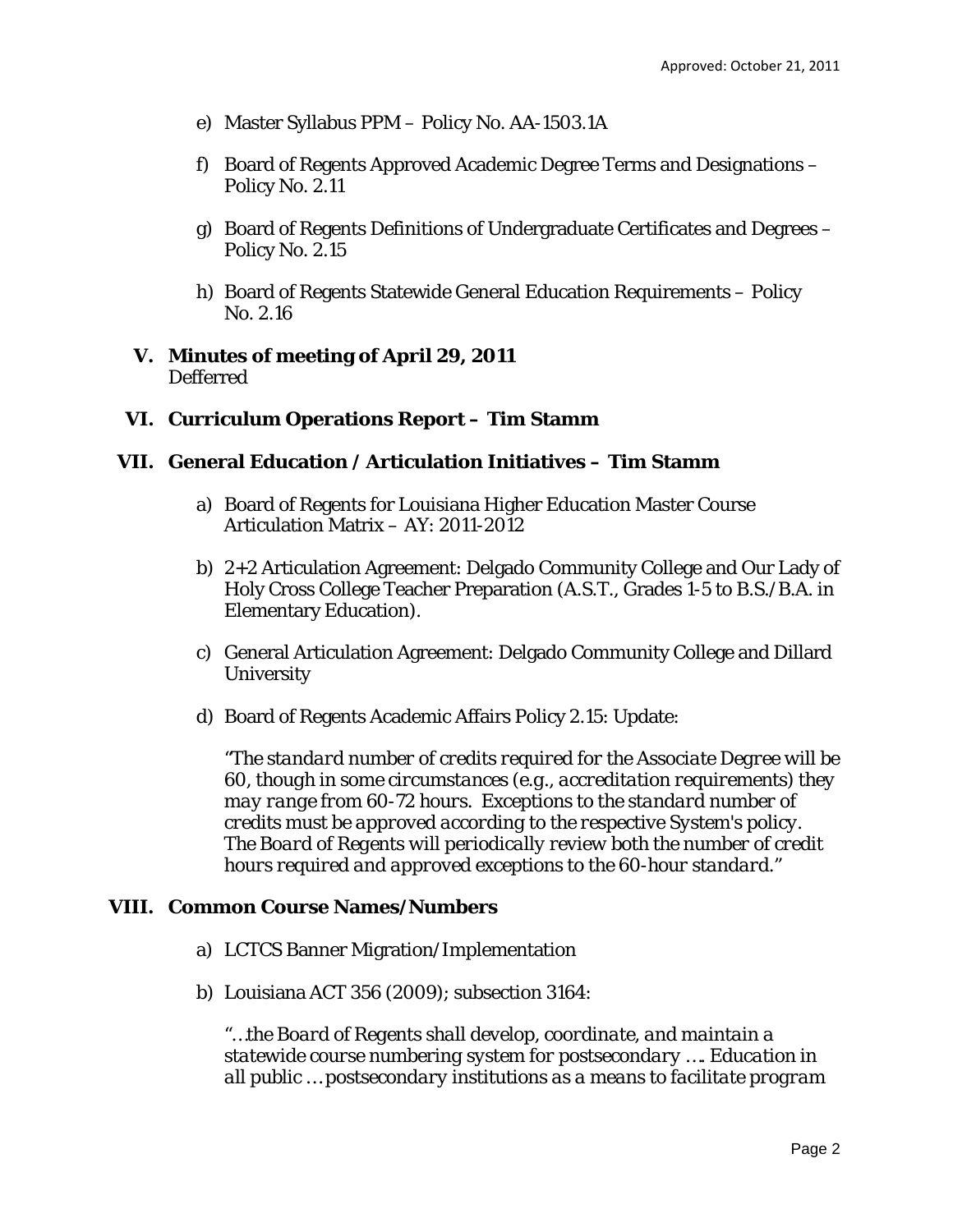e) Master Syllabus PPM – Policy No. AA-1503.1A

f) Board of Regents Approved Academic Degree Terms and Designations – Policy No. 2.11

g) Board of Regents Definitions of Undergraduate Certificates and Degrees – Policy No. 2.15

h) Board of Regents Statewide General Education Requirements – Policy No. 2.16

## V. Minutes of meeting of April 29, 2011

Defferred

## VI. Curriculum Operations Report – Tim Stamm

## VII. General Education / Articulation Initiatives – Tim Stamm

a) Board of Regents for Louisiana Higher Education Master Course Articulation Matrix – AY: 2011-2012

b) 2+2 Articulation Agreement: Delgado Community College and Our Lady of Holy Cross College Teacher Preparation (A.S.T., Grades 1-5 to B.S./B.A. in Elementary Education).

c) General Articulation Agreement: Delgado Community College and Dillard University

d) Board of Regents Academic Affairs Policy 2.15: Update:

"*The standard number of credits required for the Associate Degree will be 60, though in some circumstances (e.g., accreditation requirements) they may range from 60-72 hours. Exceptions to the standard number of credits must be approved according to the respective System's policy. The Board of Regents will periodically review both the number of credit hours required and approved exceptions to the 60-hour standard.*"

## VIII. Common Course Names/Numbers

a) LCTCS Banner Migration/Implementation

b) Louisiana ACT 356 (2009); subsection 3164:

"*…the Board of Regents shall develop, coordinate, and maintain a statewide course numbering system for postsecondary …. Education in all public … postsecondary institutions as a means to facilitate program*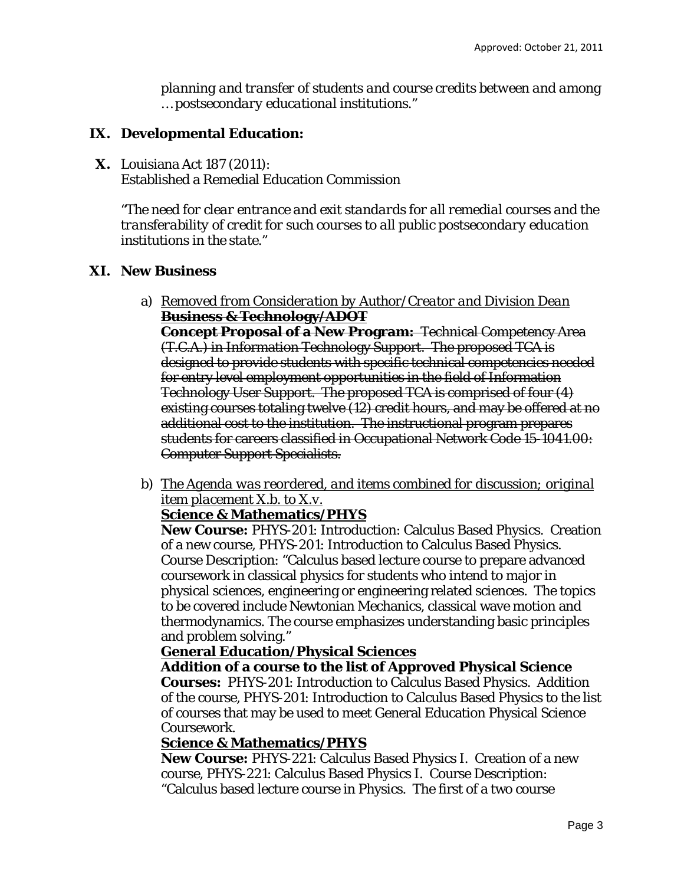*planning and transfer of students and course credits between and among …postsecondary educational institutions."*

## IX. Developmental Education:

**X.** Louisiana Act 187 (2011):
Established a Remedial Education Commission

*"The need for clear entrance and exit standards for all remedial courses and the transferability of credit for such courses to all public postsecondary education institutions in the state."*

## XI. New Business

a) *Removed from Consideration by Author/Creator and Division Dean*
~~**Business & Technology/ADOT**~~
~~**Concept Proposal of a New Program:** Technical Competency Area (T.C.A.) in Information Technology Support. The proposed TCA is designed to provide students with specific technical competencies needed for entry level employment opportunities in the field of Information Technology User Support. The proposed TCA is comprised of four (4) existing courses totaling twelve (12) credit hours, and may be offered at no additional cost to the institution. The instructional program prepares students for careers classified in Occupational Network Code 15-1041.00: Computer Support Specialists.~~

b) *The Agenda was reordered, and items combined for discussion; original item placement X.b. to X.v.*
**Science & Mathematics/PHYS**
**New Course:** PHYS-201: Introduction: Calculus Based Physics. Creation of a new course, PHYS-201: Introduction to Calculus Based Physics. Course Description: "Calculus based lecture course to prepare advanced coursework in classical physics for students who intend to major in physical sciences, engineering or engineering related sciences. The topics to be covered include Newtonian Mechanics, classical wave motion and thermodynamics. The course emphasizes understanding basic principles and problem solving."
**General Education/Physical Sciences**
**Addition of a course to the list of Approved Physical Science Courses:** PHYS-201: Introduction to Calculus Based Physics. Addition of the course, PHYS-201: Introduction to Calculus Based Physics to the list of courses that may be used to meet General Education Physical Science Coursework.
**Science & Mathematics/PHYS**
**New Course:** PHYS-221: Calculus Based Physics I. Creation of a new course, PHYS-221: Calculus Based Physics I. Course Description: "Calculus based lecture course in Physics. The first of a two course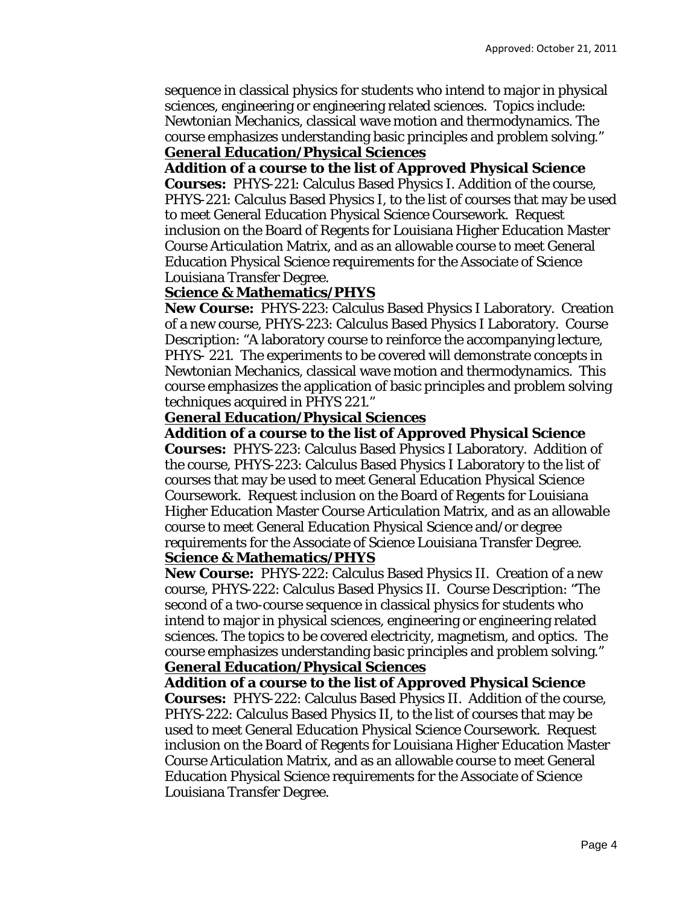sequence in classical physics for students who intend to major in physical sciences, engineering or engineering related sciences. Topics include: Newtonian Mechanics, classical wave motion and thermodynamics. The course emphasizes understanding basic principles and problem solving."

**General Education/Physical Sciences**

**Addition of a course to the list of Approved Physical Science Courses:** PHYS-221: Calculus Based Physics I. Addition of the course, PHYS-221: Calculus Based Physics I, to the list of courses that may be used to meet General Education Physical Science Coursework. Request inclusion on the Board of Regents for Louisiana Higher Education Master Course Articulation Matrix, and as an allowable course to meet General Education Physical Science requirements for the Associate of Science Louisiana Transfer Degree.

**Science & Mathematics/PHYS**

**New Course:** PHYS-223: Calculus Based Physics I Laboratory. Creation of a new course, PHYS-223: Calculus Based Physics I Laboratory. Course Description: "A laboratory course to reinforce the accompanying lecture, PHYS- 221. The experiments to be covered will demonstrate concepts in Newtonian Mechanics, classical wave motion and thermodynamics. This course emphasizes the application of basic principles and problem solving techniques acquired in PHYS 221."

**General Education/Physical Sciences**

**Addition of a course to the list of Approved Physical Science Courses:** PHYS-223: Calculus Based Physics I Laboratory. Addition of the course, PHYS-223: Calculus Based Physics I Laboratory to the list of courses that may be used to meet General Education Physical Science Coursework. Request inclusion on the Board of Regents for Louisiana Higher Education Master Course Articulation Matrix, and as an allowable course to meet General Education Physical Science and/or degree requirements for the Associate of Science Louisiana Transfer Degree.

**Science & Mathematics/PHYS**

**New Course:** PHYS-222: Calculus Based Physics II. Creation of a new course, PHYS-222: Calculus Based Physics II. Course Description: "The second of a two-course sequence in classical physics for students who intend to major in physical sciences, engineering or engineering related sciences. The topics to be covered electricity, magnetism, and optics. The course emphasizes understanding basic principles and problem solving."

**General Education/Physical Sciences**

**Addition of a course to the list of Approved Physical Science Courses:** PHYS-222: Calculus Based Physics II. Addition of the course, PHYS-222: Calculus Based Physics II, to the list of courses that may be used to meet General Education Physical Science Coursework. Request inclusion on the Board of Regents for Louisiana Higher Education Master Course Articulation Matrix, and as an allowable course to meet General Education Physical Science requirements for the Associate of Science Louisiana Transfer Degree.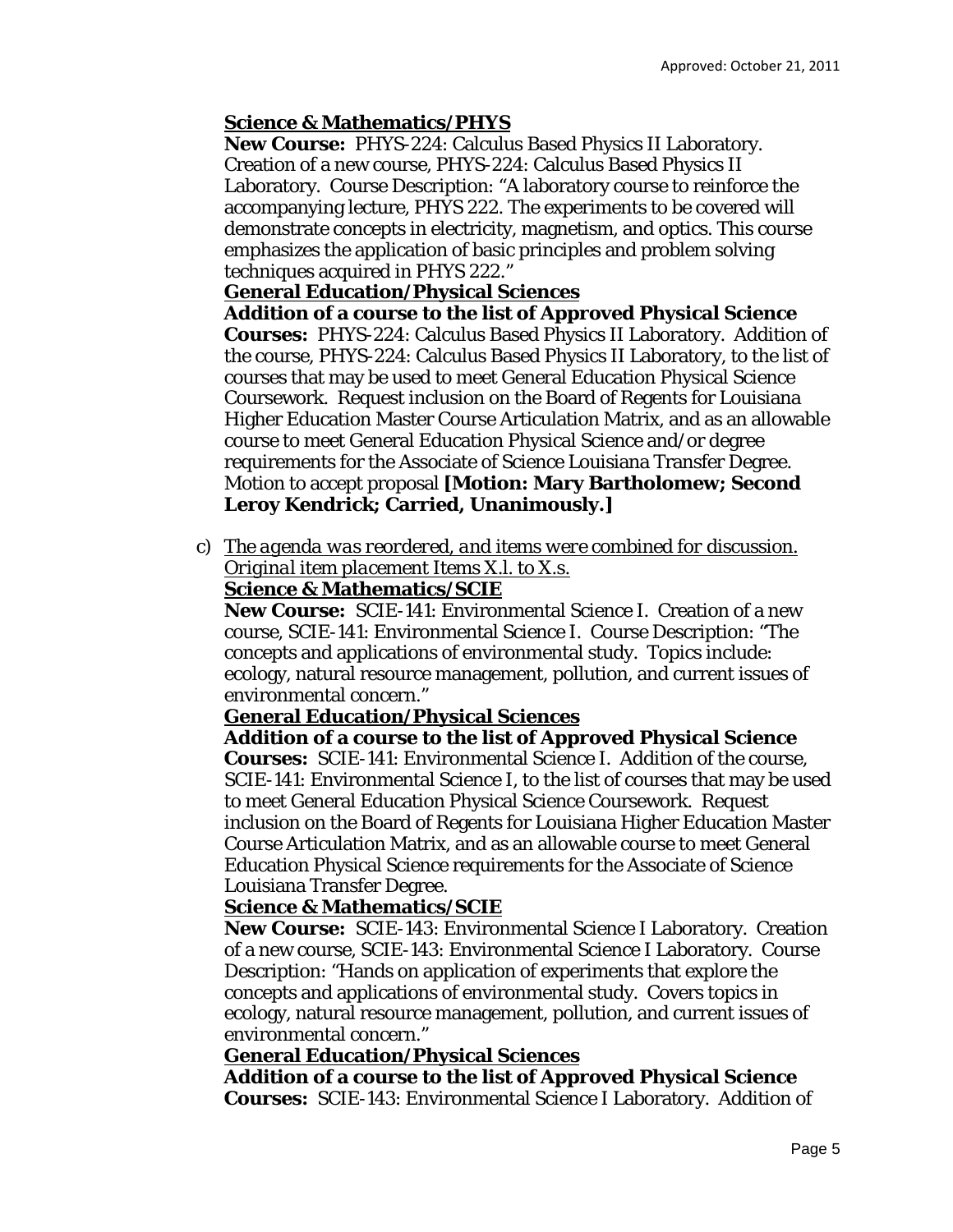**Science & Mathematics/PHYS**

**New Course:** PHYS-224: Calculus Based Physics II Laboratory. Creation of a new course, PHYS-224: Calculus Based Physics II Laboratory. Course Description: "A laboratory course to reinforce the accompanying lecture, PHYS 222. The experiments to be covered will demonstrate concepts in electricity, magnetism, and optics. This course emphasizes the application of basic principles and problem solving techniques acquired in PHYS 222."

**General Education/Physical Sciences**

**Addition of a course to the list of Approved Physical Science Courses:** PHYS-224: Calculus Based Physics II Laboratory. Addition of the course, PHYS-224: Calculus Based Physics II Laboratory, to the list of courses that may be used to meet General Education Physical Science Coursework. Request inclusion on the Board of Regents for Louisiana Higher Education Master Course Articulation Matrix, and as an allowable course to meet General Education Physical Science and/or degree requirements for the Associate of Science Louisiana Transfer Degree. Motion to accept proposal **[Motion: Mary Bartholomew; Second Leroy Kendrick; Carried, Unanimously.]**

c) *The agenda was reordered, and items were combined for discussion. Original item placement Items X.l. to X.s.*

**Science & Mathematics/SCIE**

**New Course:** SCIE-141: Environmental Science I. Creation of a new course, SCIE-141: Environmental Science I. Course Description: "The concepts and applications of environmental study. Topics include: ecology, natural resource management, pollution, and current issues of environmental concern."

**General Education/Physical Sciences**

**Addition of a course to the list of Approved Physical Science Courses:** SCIE-141: Environmental Science I. Addition of the course, SCIE-141: Environmental Science I, to the list of courses that may be used to meet General Education Physical Science Coursework. Request inclusion on the Board of Regents for Louisiana Higher Education Master Course Articulation Matrix, and as an allowable course to meet General Education Physical Science requirements for the Associate of Science Louisiana Transfer Degree.

**Science & Mathematics/SCIE**

**New Course:** SCIE-143: Environmental Science I Laboratory. Creation of a new course, SCIE-143: Environmental Science I Laboratory. Course Description: "Hands on application of experiments that explore the concepts and applications of environmental study. Covers topics in ecology, natural resource management, pollution, and current issues of environmental concern."

**General Education/Physical Sciences**

**Addition of a course to the list of Approved Physical Science Courses:** SCIE-143: Environmental Science I Laboratory. Addition of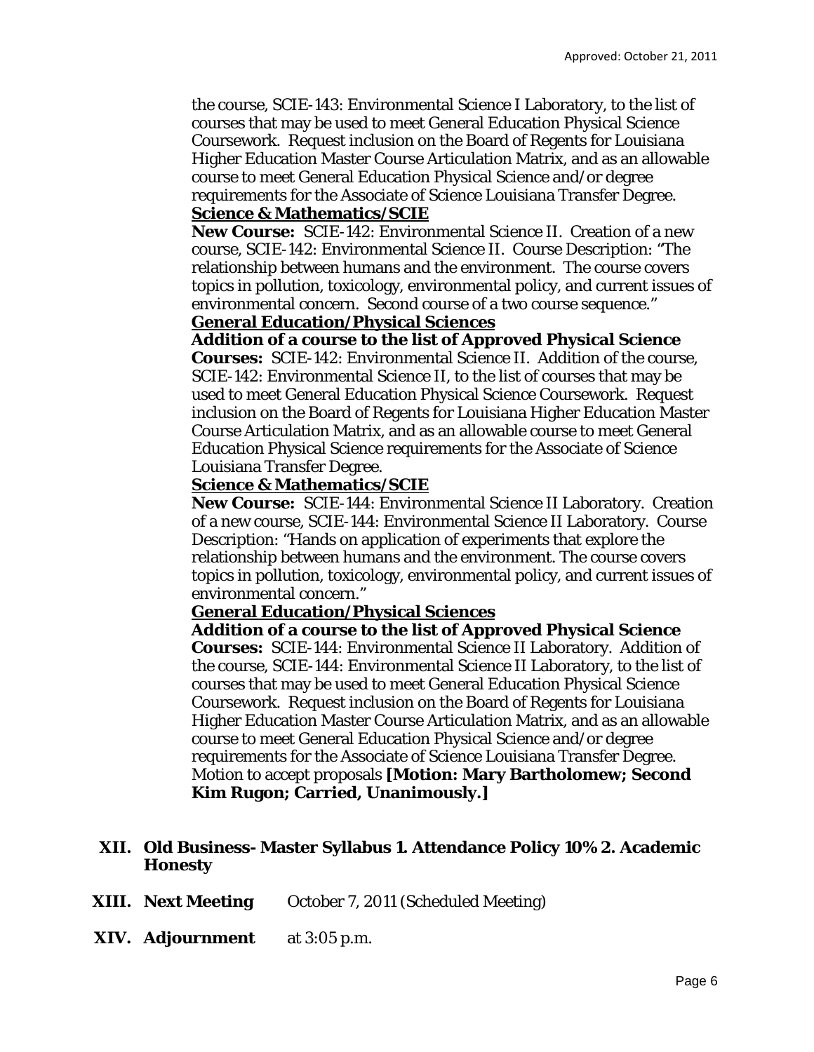the course, SCIE-143: Environmental Science I Laboratory, to the list of courses that may be used to meet General Education Physical Science Coursework. Request inclusion on the Board of Regents for Louisiana Higher Education Master Course Articulation Matrix, and as an allowable course to meet General Education Physical Science and/or degree requirements for the Associate of Science Louisiana Transfer Degree.

**Science & Mathematics/SCIE**

**New Course:** SCIE-142: Environmental Science II. Creation of a new course, SCIE-142: Environmental Science II. Course Description: "The relationship between humans and the environment. The course covers topics in pollution, toxicology, environmental policy, and current issues of environmental concern. Second course of a two course sequence."

**General Education/Physical Sciences**

**Addition of a course to the list of Approved Physical Science Courses:** SCIE-142: Environmental Science II. Addition of the course, SCIE-142: Environmental Science II, to the list of courses that may be used to meet General Education Physical Science Coursework. Request inclusion on the Board of Regents for Louisiana Higher Education Master Course Articulation Matrix, and as an allowable course to meet General Education Physical Science requirements for the Associate of Science Louisiana Transfer Degree.

**Science & Mathematics/SCIE**

**New Course:** SCIE-144: Environmental Science II Laboratory. Creation of a new course, SCIE-144: Environmental Science II Laboratory. Course Description: "Hands on application of experiments that explore the relationship between humans and the environment. The course covers topics in pollution, toxicology, environmental policy, and current issues of environmental concern."

**General Education/Physical Sciences**

**Addition of a course to the list of Approved Physical Science Courses:** SCIE-144: Environmental Science II Laboratory. Addition of the course, SCIE-144: Environmental Science II Laboratory, to the list of courses that may be used to meet General Education Physical Science Coursework. Request inclusion on the Board of Regents for Louisiana Higher Education Master Course Articulation Matrix, and as an allowable course to meet General Education Physical Science and/or degree requirements for the Associate of Science Louisiana Transfer Degree.
Motion to accept proposals **[Motion: Mary Bartholomew; Second Kim Rugon; Carried, Unanimously.]**

**XII. Old Business- Master Syllabus 1. Attendance Policy 10% 2. Academic Honesty**

**XIII. Next Meeting** October 7, 2011 (Scheduled Meeting)

**XIV. Adjournment** at 3:05 p.m.